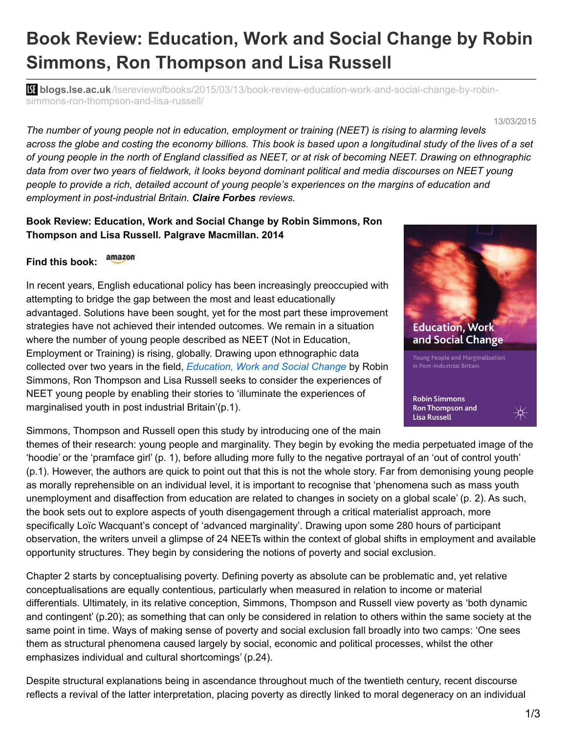# Book Review: Education, Work and Social Change by Robin Simmons, Ron Thompson and Lisa Russell

blogs.lse.ac.uk/lsereviewofbooks/2015/03/13/book-review-education-work-and-social-change-by-robin-simmons-ron-thompson-and-lisa-russell/

13/03/2015

*The number of young people not in education, employment or training (NEET) is rising to alarming levels across the globe and costing the economy billions. This book is based upon a longitudinal study of the lives of a set of young people in the north of England classified as NEET, or at risk of becoming NEET. Drawing on ethnographic data from over two years of fieldwork, it looks beyond dominant political and media discourses on NEET young people to provide a rich, detailed account of young people's experiences on the margins of education and employment in post-industrial Britain.* ***Claire Forbes*** *reviews.*

**Book Review: Education, Work and Social Change by Robin Simmons, Ron Thompson and Lisa Russell. Palgrave Macmillan. 2014**

**Find this book:** amazon

In recent years, English educational policy has been increasingly preoccupied with attempting to bridge the gap between the most and least educationally advantaged. Solutions have been sought, yet for the most part these improvement strategies have not achieved their intended outcomes. We remain in a situation where the number of young people described as NEET (Not in Education, Employment or Training) is rising, globally. Drawing upon ethnographic data collected over two years in the field, *Education, Work and Social Change* by Robin Simmons, Ron Thompson and Lisa Russell seeks to consider the experiences of NEET young people by enabling their stories to 'illuminate the experiences of marginalised youth in post industrial Britain'(p.1).

Simmons, Thompson and Russell open this study by introducing one of the main themes of their research: young people and marginality. They begin by evoking the media perpetuated image of the 'hoodie' or the 'pramface girl' (p. 1), before alluding more fully to the negative portrayal of an 'out of control youth' (p.1). However, the authors are quick to point out that this is not the whole story. Far from demonising young people as morally reprehensible on an individual level, it is important to recognise that 'phenomena such as mass youth unemployment and disaffection from education are related to changes in society on a global scale' (p. 2). As such, the book sets out to explore aspects of youth disengagement through a critical materialist approach, more specifically Loïc Wacquant's concept of 'advanced marginality'. Drawing upon some 280 hours of participant observation, the writers unveil a glimpse of 24 NEETs within the context of global shifts in employment and available opportunity structures. They begin by considering the notions of poverty and social exclusion.

Chapter 2 starts by conceptualising poverty. Defining poverty as absolute can be problematic and, yet relative conceptualisations are equally contentious, particularly when measured in relation to income or material differentials. Ultimately, in its relative conception, Simmons, Thompson and Russell view poverty as 'both dynamic and contingent' (p.20); as something that can only be considered in relation to others within the same society at the same point in time. Ways of making sense of poverty and social exclusion fall broadly into two camps: 'One sees them as structural phenomena caused largely by social, economic and political processes, whilst the other emphasizes individual and cultural shortcomings' (p.24).

Despite structural explanations being in ascendance throughout much of the twentieth century, recent discourse reflects a revival of the latter interpretation, placing poverty as directly linked to moral degeneracy on an individual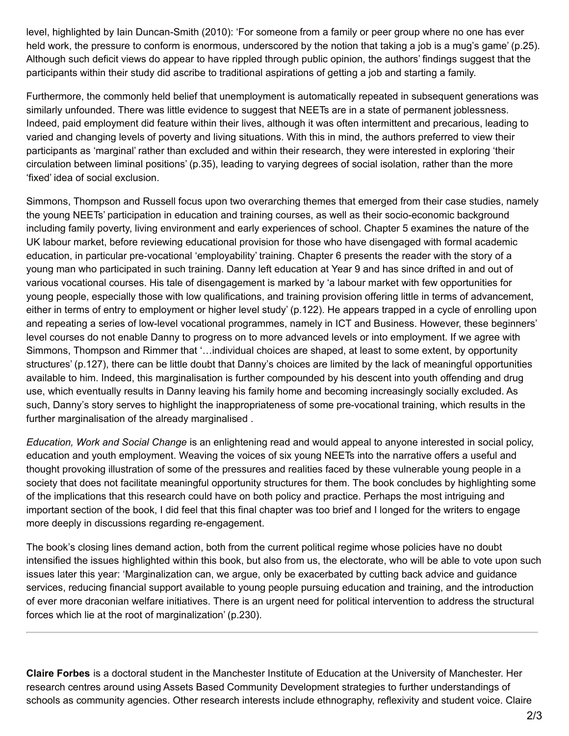level, highlighted by Iain Duncan-Smith (2010): 'For someone from a family or peer group where no one has ever held work, the pressure to conform is enormous, underscored by the notion that taking a job is a mug's game' (p.25). Although such deficit views do appear to have rippled through public opinion, the authors' findings suggest that the participants within their study did ascribe to traditional aspirations of getting a job and starting a family.

Furthermore, the commonly held belief that unemployment is automatically repeated in subsequent generations was similarly unfounded. There was little evidence to suggest that NEETs are in a state of permanent joblessness. Indeed, paid employment did feature within their lives, although it was often intermittent and precarious, leading to varied and changing levels of poverty and living situations. With this in mind, the authors preferred to view their participants as 'marginal' rather than excluded and within their research, they were interested in exploring 'their circulation between liminal positions' (p.35), leading to varying degrees of social isolation, rather than the more 'fixed' idea of social exclusion.

Simmons, Thompson and Russell focus upon two overarching themes that emerged from their case studies, namely the young NEETs' participation in education and training courses, as well as their socio-economic background including family poverty, living environment and early experiences of school. Chapter 5 examines the nature of the UK labour market, before reviewing educational provision for those who have disengaged with formal academic education, in particular pre-vocational 'employability' training. Chapter 6 presents the reader with the story of a young man who participated in such training. Danny left education at Year 9 and has since drifted in and out of various vocational courses. His tale of disengagement is marked by 'a labour market with few opportunities for young people, especially those with low qualifications, and training provision offering little in terms of advancement, either in terms of entry to employment or higher level study' (p.122). He appears trapped in a cycle of enrolling upon and repeating a series of low-level vocational programmes, namely in ICT and Business. However, these beginners' level courses do not enable Danny to progress on to more advanced levels or into employment. If we agree with Simmons, Thompson and Rimmer that '…individual choices are shaped, at least to some extent, by opportunity structures' (p.127), there can be little doubt that Danny's choices are limited by the lack of meaningful opportunities available to him. Indeed, this marginalisation is further compounded by his descent into youth offending and drug use, which eventually results in Danny leaving his family home and becoming increasingly socially excluded. As such, Danny's story serves to highlight the inappropriateness of some pre-vocational training, which results in the further marginalisation of the already marginalised .

*Education, Work and Social Change* is an enlightening read and would appeal to anyone interested in social policy, education and youth employment. Weaving the voices of six young NEETs into the narrative offers a useful and thought provoking illustration of some of the pressures and realities faced by these vulnerable young people in a society that does not facilitate meaningful opportunity structures for them. The book concludes by highlighting some of the implications that this research could have on both policy and practice. Perhaps the most intriguing and important section of the book, I did feel that this final chapter was too brief and I longed for the writers to engage more deeply in discussions regarding re-engagement.

The book's closing lines demand action, both from the current political regime whose policies have no doubt intensified the issues highlighted within this book, but also from us, the electorate, who will be able to vote upon such issues later this year: 'Marginalization can, we argue, only be exacerbated by cutting back advice and guidance services, reducing financial support available to young people pursuing education and training, and the introduction of ever more draconian welfare initiatives. There is an urgent need for political intervention to address the structural forces which lie at the root of marginalization' (p.230).

---

**Claire Forbes** is a doctoral student in the Manchester Institute of Education at the University of Manchester. Her research centres around using Assets Based Community Development strategies to further understandings of schools as community agencies. Other research interests include ethnography, reflexivity and student voice. Claire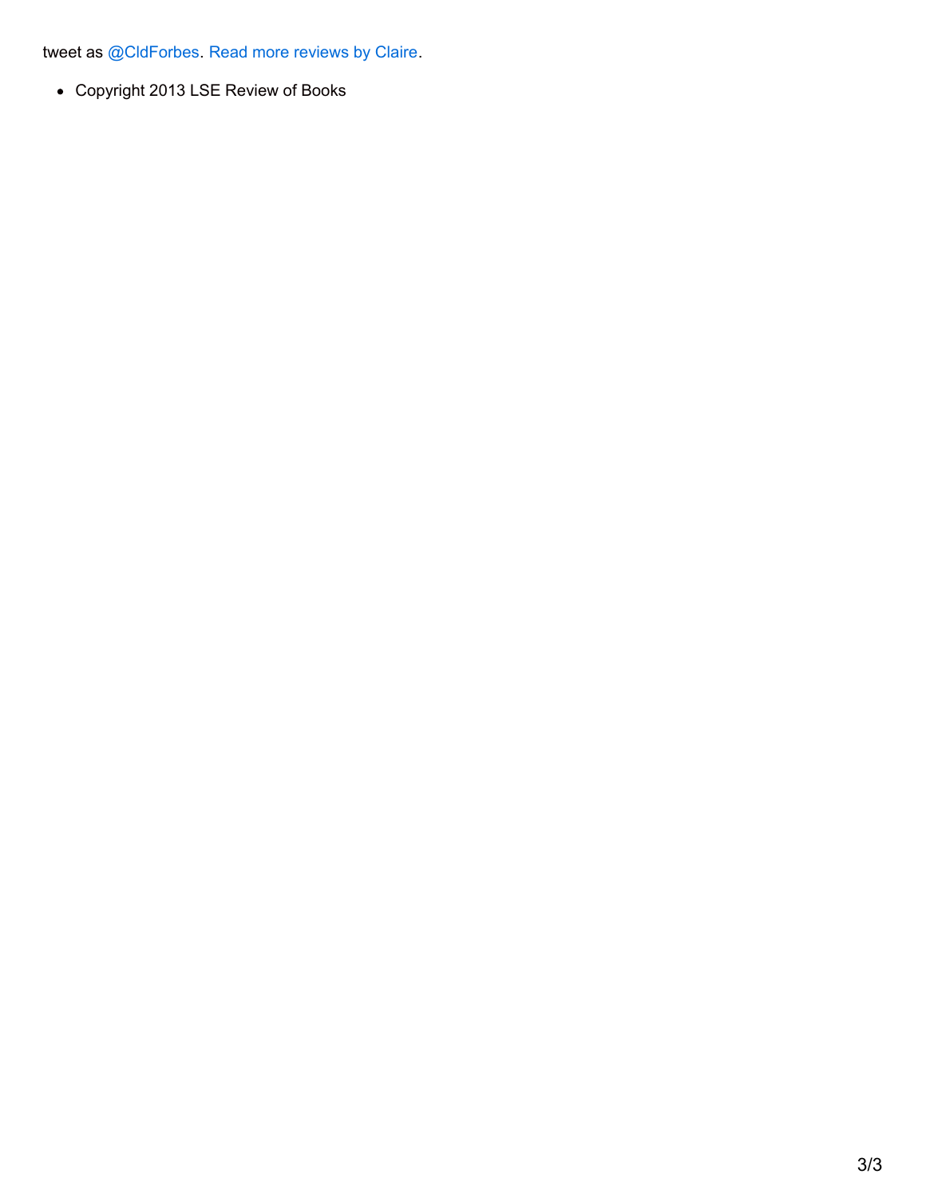tweet as @CldForbes. Read more reviews by Claire.

- Copyright 2013 LSE Review of Books